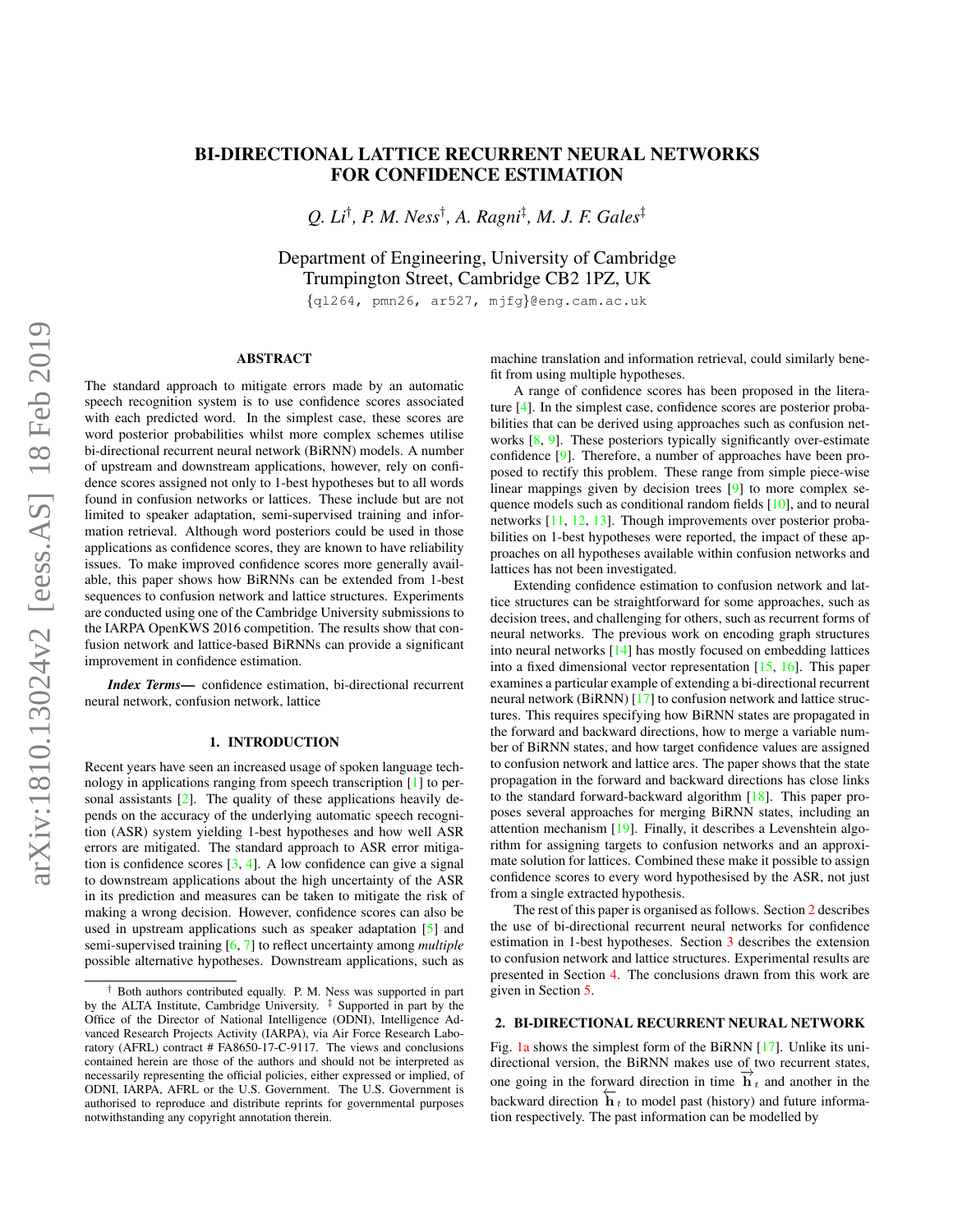# BI-DIRECTIONAL LATTICE RECURRENT NEURAL NETWORKS FOR CONFIDENCE ESTIMATION

*Q. Li*[†], *P. M. Ness*[†], *A. Ragni*[‡], *M. J. F. Gales*[‡]

Department of Engineering, University of Cambridge
Trumpington Street, Cambridge CB2 1PZ, UK

{ql264, pmn26, ar527, mjfg}@eng.cam.ac.uk

## ABSTRACT

The standard approach to mitigate errors made by an automatic speech recognition system is to use confidence scores associated with each predicted word. In the simplest case, these scores are word posterior probabilities whilst more complex schemes utilise bi-directional recurrent neural network (BiRNN) models. A number of upstream and downstream applications, however, rely on confidence scores assigned not only to 1-best hypotheses but to all words found in confusion networks or lattices. These include but are not limited to speaker adaptation, semi-supervised training and information retrieval. Although word posteriors could be used in those applications as confidence scores, they are known to have reliability issues. To make improved confidence scores more generally available, this paper shows how BiRNNs can be extended from 1-best sequences to confusion network and lattice structures. Experiments are conducted using one of the Cambridge University submissions to the IARPA OpenKWS 2016 competition. The results show that confusion network and lattice-based BiRNNs can provide a significant improvement in confidence estimation.

***Index Terms***— confidence estimation, bi-directional recurrent neural network, confusion network, lattice

## 1. INTRODUCTION

Recent years have seen an increased usage of spoken language technology in applications ranging from speech transcription [1] to personal assistants [2]. The quality of these applications heavily depends on the accuracy of the underlying automatic speech recognition (ASR) system yielding 1-best hypotheses and how well ASR errors are mitigated. The standard approach to ASR error mitigation is confidence scores [3, 4]. A low confidence can give a signal to downstream applications about the high uncertainty of the ASR in its prediction and measures can be taken to mitigate the risk of making a wrong decision. However, confidence scores can also be used in upstream applications such as speaker adaptation [5] and semi-supervised training [6, 7] to reflect uncertainty among *multiple* possible alternative hypotheses. Downstream applications, such as machine translation and information retrieval, could similarly benefit from using multiple hypotheses.

A range of confidence scores has been proposed in the literature [4]. In the simplest case, confidence scores are posterior probabilities that can be derived using approaches such as confusion networks [8, 9]. These posteriors typically significantly over-estimate confidence [9]. Therefore, a number of approaches have been proposed to rectify this problem. These range from simple piece-wise linear mappings given by decision trees [9] to more complex sequence models such as conditional random fields [10], and to neural networks [11, 12, 13]. Though improvements over posterior probabilities on 1-best hypotheses were reported, the impact of these approaches on all hypotheses available within confusion networks and lattices has not been investigated.

Extending confidence estimation to confusion network and lattice structures can be straightforward for some approaches, such as decision trees, and challenging for others, such as recurrent forms of neural networks. The previous work on encoding graph structures into neural networks [14] has mostly focused on embedding lattices into a fixed dimensional vector representation [15, 16]. This paper examines a particular example of extending a bi-directional recurrent neural network (BiRNN) [17] to confusion network and lattice structures. This requires specifying how BiRNN states are propagated in the forward and backward directions, how to merge a variable number of BiRNN states, and how target confidence values are assigned to confusion network and lattice arcs. The paper shows that the state propagation in the forward and backward directions has close links to the standard forward-backward algorithm [18]. This paper proposes several approaches for merging BiRNN states, including an attention mechanism [19]. Finally, it describes a Levenshtein algorithm for assigning targets to confusion networks and an approximate solution for lattices. Combined these make it possible to assign confidence scores to every word hypothesised by the ASR, not just from a single extracted hypothesis.

The rest of this paper is organised as follows. Section 2 describes the use of bi-directional recurrent neural networks for confidence estimation in 1-best hypotheses. Section 3 describes the extension to confusion network and lattice structures. Experimental results are presented in Section 4. The conclusions drawn from this work are given in Section 5.

## 2. BI-DIRECTIONAL RECURRENT NEURAL NETWORK

Fig. 1a shows the simplest form of the BiRNN [17]. Unlike its uni-directional version, the BiRNN makes use of two recurrent states, one going in the forward direction in time $\overrightarrow{\mathbf{h}}_t$ and another in the backward direction $\overleftarrow{\mathbf{h}}_t$ to model past (history) and future information respectively. The past information can be modelled by

---

[†] Both authors contributed equally. P. M. Ness was supported in part by the ALTA Institute, Cambridge University. [‡] Supported in part by the Office of the Director of National Intelligence (ODNI), Intelligence Advanced Research Projects Activity (IARPA), via Air Force Research Laboratory (AFRL) contract # FA8650-17-C-9117. The views and conclusions contained herein are those of the authors and should not be interpreted as necessarily representing the official policies, either expressed or implied, of ODNI, IARPA, AFRL or the U.S. Government. The U.S. Government is authorised to reproduce and distribute reprints for governmental purposes notwithstanding any copyright annotation therein.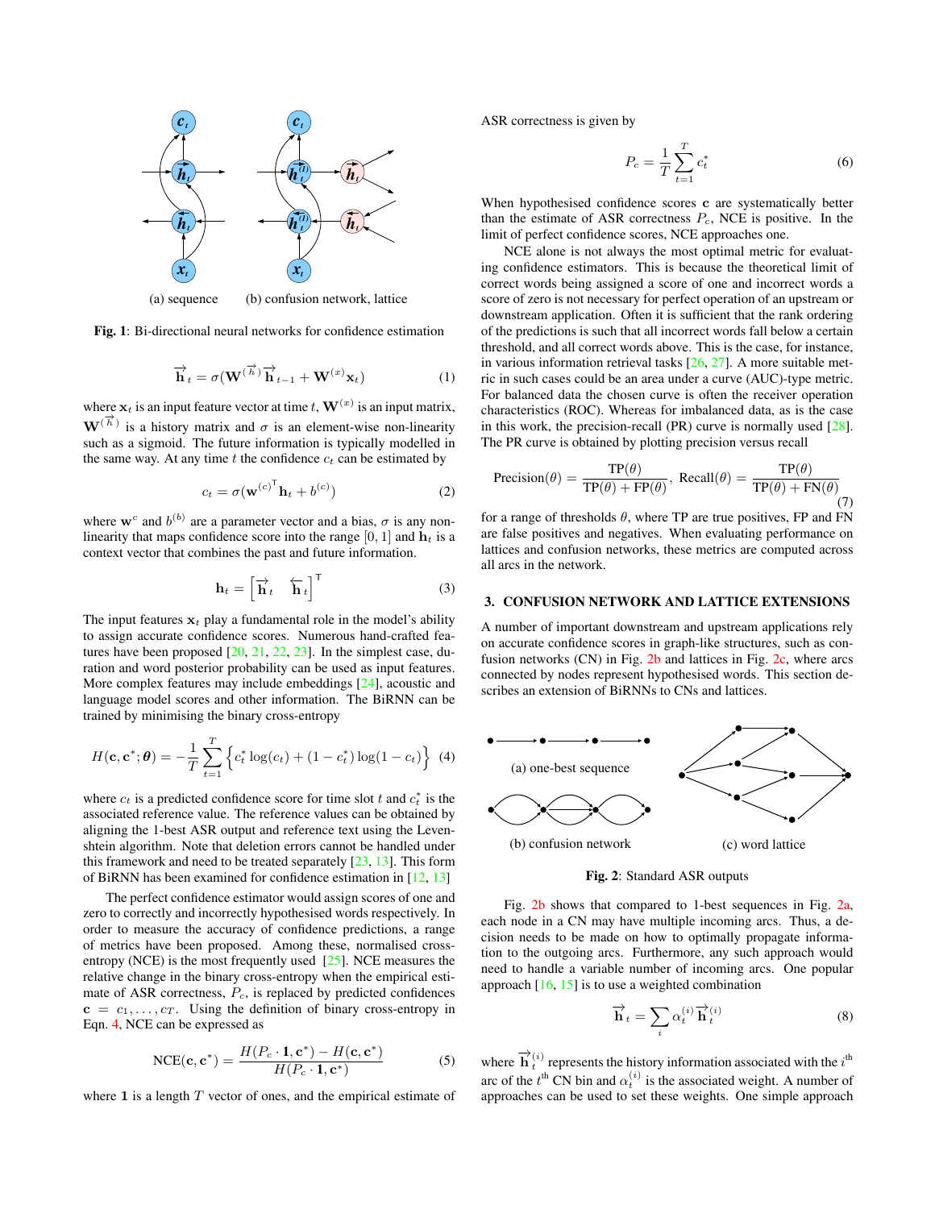(a) sequence (b) confusion network, lattice

**Fig. 1**: Bi-directional neural networks for confidence estimation

$$\overrightarrow{\mathbf{h}}_t = \sigma(\mathbf{W}^{(\overrightarrow{h})}\overrightarrow{\mathbf{h}}_{t-1} + \mathbf{W}^{(x)}\mathbf{x}_t) \quad (1)$$

where $\mathbf{x}_t$ is an input feature vector at time $t$, $\mathbf{W}^{(x)}$ is an input matrix, $\mathbf{W}^{(\overrightarrow{h})}$ is a history matrix and $\sigma$ is an element-wise non-linearity such as a sigmoid. The future information is typically modelled in the same way. At any time $t$ the confidence $c_t$ can be estimated by

$$c_t = \sigma(\mathbf{w}^{(c)^{\mathsf{T}}}\mathbf{h}_t + b^{(c)}) \quad (2)$$

where $\mathbf{w}^c$ and $b^{(b)}$ are a parameter vector and a bias, $\sigma$ is any non-linearity that maps confidence score into the range $[0, 1]$ and $\mathbf{h}_t$ is a context vector that combines the past and future information.

$$\mathbf{h}_t = \begin{bmatrix} \overrightarrow{\mathbf{h}}_t & \overleftarrow{\mathbf{h}}_t \end{bmatrix}^{\mathsf{T}} \quad (3)$$

The input features $\mathbf{x}_t$ play a fundamental role in the model's ability to assign accurate confidence scores. Numerous hand-crafted features have been proposed [20, 21, 22, 23]. In the simplest case, duration and word posterior probability can be used as input features. More complex features may include embeddings [24], acoustic and language model scores and other information. The BiRNN can be trained by minimising the binary cross-entropy

$$H(\mathbf{c}, \mathbf{c}^*; \boldsymbol{\theta}) = -\frac{1}{T}\sum_{t=1}^{T}\left\{c_t^* \log(c_t) + (1 - c_t^*)\log(1 - c_t)\right\} \quad (4)$$

where $c_t$ is a predicted confidence score for time slot $t$ and $c_t^*$ is the associated reference value. The reference values can be obtained by aligning the 1-best ASR output and reference text using the Levenshtein algorithm. Note that deletion errors cannot be handled under this framework and need to be treated separately [23, 13]. This form of BiRNN has been examined for confidence estimation in [12, 13]

The perfect confidence estimator would assign scores of one and zero to correctly and incorrectly hypothesised words respectively. In order to measure the accuracy of confidence predictions, a range of metrics have been proposed. Among these, normalised cross-entropy (NCE) is the most frequently used [25]. NCE measures the relative change in the binary cross-entropy when the empirical estimate of ASR correctness, $P_c$, is replaced by predicted confidences $\mathbf{c} = c_1, \ldots, c_T$. Using the definition of binary cross-entropy in Eqn. 4, NCE can be expressed as

$$\text{NCE}(\mathbf{c}, \mathbf{c}^*) = \frac{H(P_c \cdot \mathbf{1}, \mathbf{c}^*) - H(\mathbf{c}, \mathbf{c}^*)}{H(P_c \cdot \mathbf{1}, \mathbf{c}^*)} \quad (5)$$

where $\mathbf{1}$ is a length $T$ vector of ones, and the empirical estimate of ASR correctness is given by

$$P_c = \frac{1}{T}\sum_{t=1}^{T} c_t^* \quad (6)$$

When hypothesised confidence scores $\mathbf{c}$ are systematically better than the estimate of ASR correctness $P_c$, NCE is positive. In the limit of perfect confidence scores, NCE approaches one.

NCE alone is not always the most optimal metric for evaluating confidence estimators. This is because the theoretical limit of correct words being assigned a score of one and incorrect words a score of zero is not necessary for perfect operation of an upstream or downstream application. Often it is sufficient that the rank ordering of the predictions is such that all incorrect words fall below a certain threshold, and all correct words above. This is the case, for instance, in various information retrieval tasks [26, 27]. A more suitable metric in such cases could be an area under a curve (AUC)-type metric. For balanced data the chosen curve is often the receiver operation characteristics (ROC). Whereas for imbalanced data, as is the case in this work, the precision-recall (PR) curve is normally used [28]. The PR curve is obtained by plotting precision versus recall

$$\text{Precision}(\theta) = \frac{\text{TP}(\theta)}{\text{TP}(\theta) + \text{FP}(\theta)}, \ \text{Recall}(\theta) = \frac{\text{TP}(\theta)}{\text{TP}(\theta) + \text{FN}(\theta)} \quad (7)$$

for a range of thresholds $\theta$, where TP are true positives, FP and FN are false positives and negatives. When evaluating performance on lattices and confusion networks, these metrics are computed across all arcs in the network.

## 3. CONFUSION NETWORK AND LATTICE EXTENSIONS

A number of important downstream and upstream applications rely on accurate confidence scores in graph-like structures, such as confusion networks (CN) in Fig. 2b and lattices in Fig. 2c, where arcs connected by nodes represent hypothesised words. This section describes an extension of BiRNNs to CNs and lattices.

(a) one-best sequence

(b) confusion network

(c) word lattice

**Fig. 2**: Standard ASR outputs

Fig. 2b shows that compared to 1-best sequences in Fig. 2a, each node in a CN may have multiple incoming arcs. Thus, a decision needs to be made on how to optimally propagate information to the outgoing arcs. Furthermore, any such approach would need to handle a variable number of incoming arcs. One popular approach [16, 15] is to use a weighted combination

$$\overrightarrow{\mathbf{h}}_t = \sum_i \alpha_t^{(i)} \overrightarrow{\mathbf{h}}_t^{(i)} \quad (8)$$

where $\overrightarrow{\mathbf{h}}_t^{(i)}$ represents the history information associated with the $i^{\text{th}}$ arc of the $t^{\text{th}}$ CN bin and $\alpha_t^{(i)}$ is the associated weight. A number of approaches can be used to set these weights. One simple approach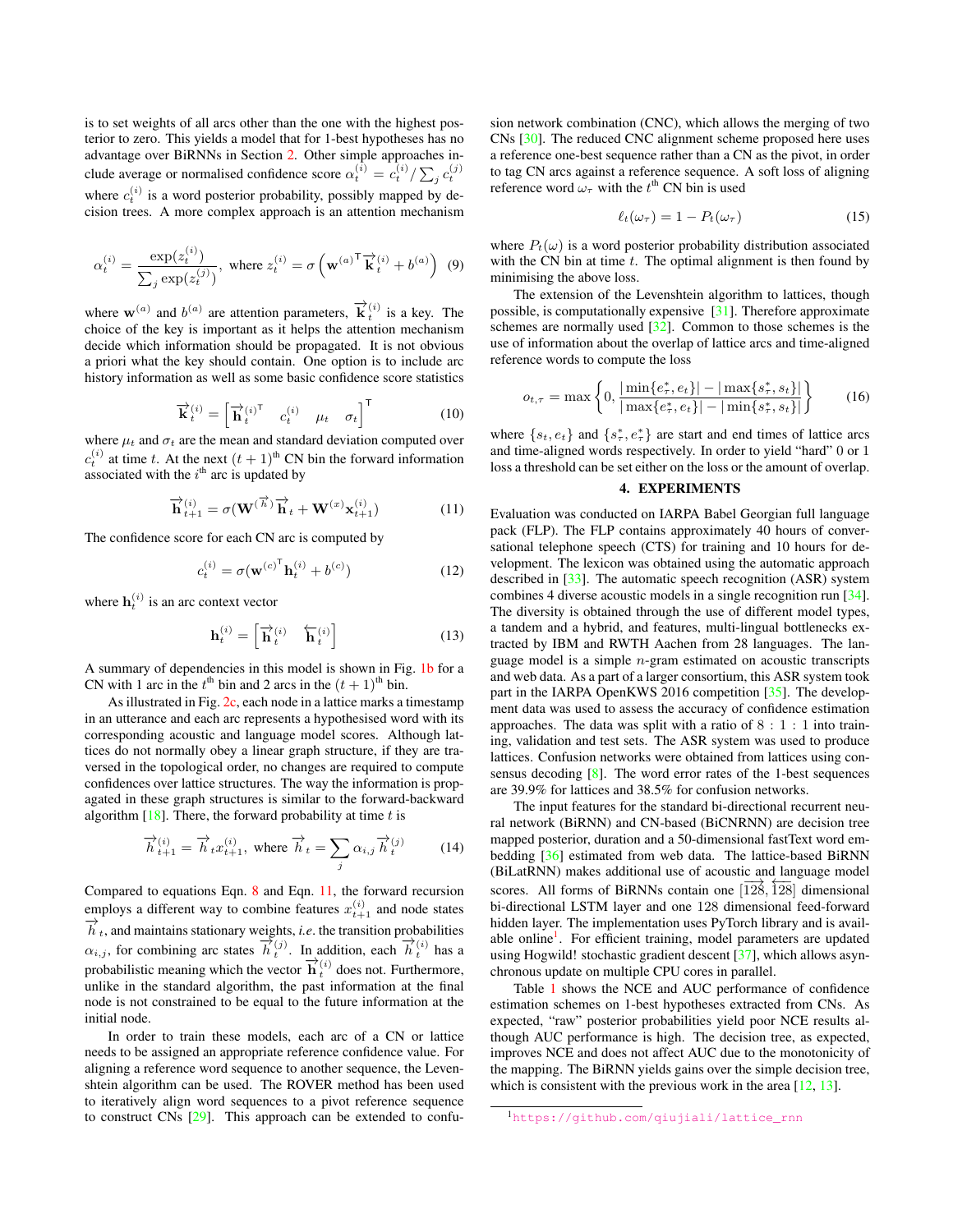is to set weights of all arcs other than the one with the highest posterior to zero. This yields a model that for 1-best hypotheses has no advantage over BiRNNs in Section 2. Other simple approaches include average or normalised confidence score $\alpha_t^{(i)} = c_t^{(i)} / \sum_j c_t^{(j)}$ where $c_t^{(i)}$ is a word posterior probability, possibly mapped by decision trees. A more complex approach is an attention mechanism

$$\alpha_t^{(i)} = \frac{\exp(z_t^{(i)})}{\sum_j \exp(z_t^{(j)})}, \text{ where } z_t^{(i)} = \sigma\left(\mathbf{w}^{(a)\mathsf{T}} \overrightarrow{\mathbf{k}}_t^{(i)} + b^{(a)}\right) \quad (9)$$

where $\mathbf{w}^{(a)}$ and $b^{(a)}$ are attention parameters, $\overrightarrow{\mathbf{k}}_t^{(i)}$ is a key. The choice of the key is important as it helps the attention mechanism decide which information should be propagated. It is not obvious a priori what the key should contain. One option is to include arc history information as well as some basic confidence score statistics

$$\overrightarrow{\mathbf{k}}_t^{(i)} = \begin{bmatrix} \overrightarrow{\mathbf{h}}_t^{(i)\mathsf{T}} & c_t^{(i)} & \mu_t & \sigma_t \end{bmatrix}^{\mathsf{T}} \quad (10)$$

where $\mu_t$ and $\sigma_t$ are the mean and standard deviation computed over $c_t^{(i)}$ at time $t$. At the next $(t+1)^{\text{th}}$ CN bin the forward information associated with the $i^{\text{th}}$ arc is updated by

$$\overrightarrow{\mathbf{h}}_{t+1}^{(i)} = \sigma(\mathbf{W}^{(\overrightarrow{h})} \overrightarrow{\mathbf{h}}_t + \mathbf{W}^{(x)} \mathbf{x}_{t+1}^{(i)}) \quad (11)$$

The confidence score for each CN arc is computed by

$$c_t^{(i)} = \sigma(\mathbf{w}^{(c)\mathsf{T}} \mathbf{h}_t^{(i)} + b^{(c)}) \quad (12)$$

where $\mathbf{h}_t^{(i)}$ is an arc context vector

$$\mathbf{h}_t^{(i)} = \begin{bmatrix} \overrightarrow{\mathbf{h}}_t^{(i)} & \overleftarrow{\mathbf{h}}_t^{(i)} \end{bmatrix} \quad (13)$$

A summary of dependencies in this model is shown in Fig. 1b for a CN with 1 arc in the $t^{\text{th}}$ bin and 2 arcs in the $(t+1)^{\text{th}}$ bin.

As illustrated in Fig. 2c, each node in a lattice marks a timestamp in an utterance and each arc represents a hypothesised word with its corresponding acoustic and language model scores. Although lattices do not normally obey a linear graph structure, if they are traversed in the topological order, no changes are required to compute confidences over lattice structures. The way the information is propagated in these graph structures is similar to the forward-backward algorithm [18]. There, the forward probability at time $t$ is

$$\overrightarrow{h}_{t+1}^{(i)} = \overrightarrow{h}_t x_{t+1}^{(i)}, \text{ where } \overrightarrow{h}_t = \sum_j \alpha_{i,j} \overrightarrow{h}_t^{(j)} \quad (14)$$

Compared to equations Eqn. 8 and Eqn. 11, the forward recursion employs a different way to combine features $x_{t+1}^{(i)}$ and node states $\overrightarrow{h}_t$, and maintains stationary weights, *i.e.* the transition probabilities $\alpha_{i,j}$, for combining arc states $\overrightarrow{h}_t^{(j)}$. In addition, each $\overrightarrow{h}_t^{(i)}$ has a probabilistic meaning which the vector $\overrightarrow{\mathbf{h}}_t^{(i)}$ does not. Furthermore, unlike in the standard algorithm, the past information at the final node is not constrained to be equal to the future information at the initial node.

In order to train these models, each arc of a CN or lattice needs to be assigned an appropriate reference confidence value. For aligning a reference word sequence to another sequence, the Levenshtein algorithm can be used. The ROVER method has been used to iteratively align word sequences to a pivot reference sequence to construct CNs [29]. This approach can be extended to confusion network combination (CNC), which allows the merging of two CNs [30]. The reduced CNC alignment scheme proposed here uses a reference one-best sequence rather than a CN as the pivot, in order to tag CN arcs against a reference sequence. A soft loss of aligning reference word $\omega_\tau$ with the $t^{\text{th}}$ CN bin is used

$$\ell_t(\omega_\tau) = 1 - P_t(\omega_\tau) \quad (15)$$

where $P_t(\omega)$ is a word posterior probability distribution associated with the CN bin at time $t$. The optimal alignment is then found by minimising the above loss.

The extension of the Levenshtein algorithm to lattices, though possible, is computationally expensive [31]. Therefore approximate schemes are normally used [32]. Common to those schemes is the use of information about the overlap of lattice arcs and time-aligned reference words to compute the loss

$$o_{t,\tau} = \max\left\{0, \frac{|\min\{e_\tau^*, e_t\}| - |\max\{s_\tau^*, s_t\}|}{|\max\{e_\tau^*, e_t\}| - |\min\{s_\tau^*, s_t\}|}\right\} \quad (16)$$

where $\{s_t, e_t\}$ and $\{s_\tau^*, e_\tau^*\}$ are start and end times of lattice arcs and time-aligned words respectively. In order to yield "hard" 0 or 1 loss a threshold can be set either on the loss or the amount of overlap.

## 4. EXPERIMENTS

Evaluation was conducted on IARPA Babel Georgian full language pack (FLP). The FLP contains approximately 40 hours of conversational telephone speech (CTS) for training and 10 hours for development. The lexicon was obtained using the automatic approach described in [33]. The automatic speech recognition (ASR) system combines 4 diverse acoustic models in a single recognition run [34]. The diversity is obtained through the use of different model types, a tandem and a hybrid, and features, multi-lingual bottlenecks extracted by IBM and RWTH Aachen from 28 languages. The language model is a simple $n$-gram estimated on acoustic transcripts and web data. As a part of a larger consortium, this ASR system took part in the IARPA OpenKWS 2016 competition [35]. The development data was used to assess the accuracy of confidence estimation approaches. The data was split with a ratio of $8:1:1$ into training, validation and test sets. The ASR system was used to produce lattices. Confusion networks were obtained from lattices using consensus decoding [8]. The word error rates of the 1-best sequences are 39.9% for lattices and 38.5% for confusion networks.

The input features for the standard bi-directional recurrent neural network (BiRNN) and CN-based (BiCNRNN) are decision tree mapped posterior, duration and a 50-dimensional fastText word embedding [36] estimated from web data. The lattice-based BiRNN (BiLatRNN) makes additional use of acoustic and language model scores. All forms of BiRNNs contain one $[\overrightarrow{128}, \overleftarrow{128}]$ dimensional bi-directional LSTM layer and one 128 dimensional feed-forward hidden layer. The implementation uses PyTorch library and is available online[1]. For efficient training, model parameters are updated using Hogwild! stochastic gradient descent [37], which allows asynchronous update on multiple CPU cores in parallel.

Table 1 shows the NCE and AUC performance of confidence estimation schemes on 1-best hypotheses extracted from CNs. As expected, "raw" posterior probabilities yield poor NCE results although AUC performance is high. The decision tree, as expected, improves NCE and does not affect AUC due to the monotonicity of the mapping. The BiRNN yields gains over the simple decision tree, which is consistent with the previous work in the area [12, 13].

[1] https://github.com/qiujiali/lattice_rnn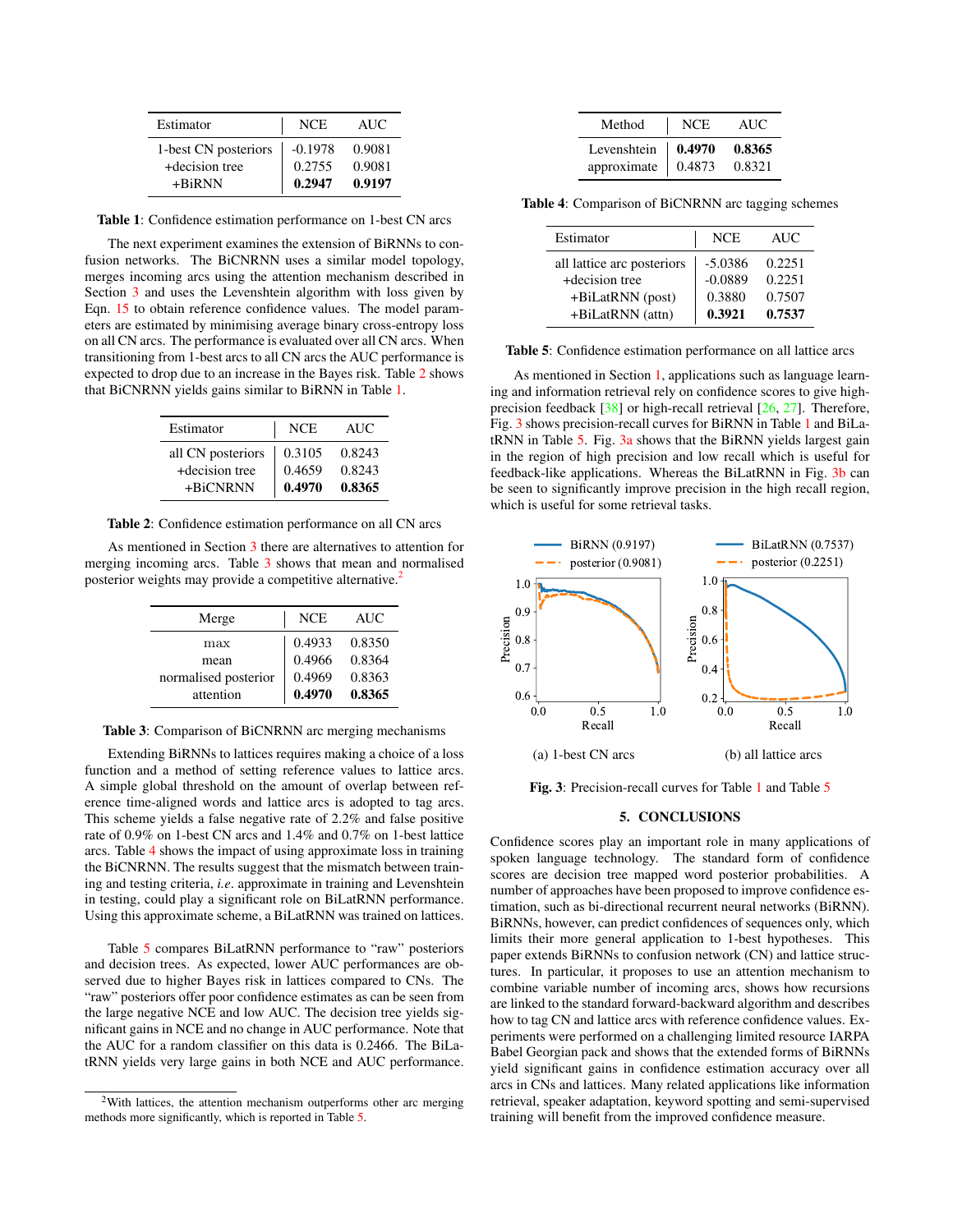| Estimator | NCE | AUC |
|---|---|---|
| 1-best CN posteriors | -0.1978 | 0.9081 |
| +decision tree | 0.2755 | 0.9081 |
| +BiRNN | **0.2947** | **0.9197** |

**Table 1**: Confidence estimation performance on 1-best CN arcs

The next experiment examines the extension of BiRNNs to confusion networks. The BiCNRNN uses a similar model topology, merges incoming arcs using the attention mechanism described in Section 3 and uses the Levenshtein algorithm with loss given by Eqn. 15 to obtain reference confidence values. The model parameters are estimated by minimising average binary cross-entropy loss on all CN arcs. The performance is evaluated over all CN arcs. When transitioning from 1-best arcs to all CN arcs the AUC performance is expected to drop due to an increase in the Bayes risk. Table 2 shows that BiCNRNN yields gains similar to BiRNN in Table 1.

| Estimator | NCE | AUC |
|---|---|---|
| all CN posteriors | 0.3105 | 0.8243 |
| +decision tree | 0.4659 | 0.8243 |
| +BiCNRNN | **0.4970** | **0.8365** |

**Table 2**: Confidence estimation performance on all CN arcs

As mentioned in Section 3 there are alternatives to attention for merging incoming arcs. Table 3 shows that mean and normalised posterior weights may provide a competitive alternative.[2]

| Merge | NCE | AUC |
|---|---|---|
| max | 0.4933 | 0.8350 |
| mean | 0.4966 | 0.8364 |
| normalised posterior | 0.4969 | 0.8363 |
| attention | **0.4970** | **0.8365** |

**Table 3**: Comparison of BiCNRNN arc merging mechanisms

Extending BiRNNs to lattices requires making a choice of a loss function and a method of setting reference values to lattice arcs. A simple global threshold on the amount of overlap between reference time-aligned words and lattice arcs is adopted to tag arcs. This scheme yields a false negative rate of 2.2% and false positive rate of 0.9% on 1-best CN arcs and 1.4% and 0.7% on 1-best lattice arcs. Table 4 shows the impact of using approximate loss in training the BiCNRNN. The results suggest that the mismatch between training and testing criteria, *i.e*. approximate in training and Levenshtein in testing, could play a significant role on BiLatRNN performance. Using this approximate scheme, a BiLatRNN was trained on lattices.

Table 5 compares BiLatRNN performance to "raw" posteriors and decision trees. As expected, lower AUC performances are observed due to higher Bayes risk in lattices compared to CNs. The "raw" posteriors offer poor confidence estimates as can be seen from the large negative NCE and low AUC. The decision tree yields significant gains in NCE and no change in AUC performance. Note that the AUC for a random classifier on this data is 0.2466. The BiLatRNN yields very large gains in both NCE and AUC performance.

[2] With lattices, the attention mechanism outperforms other arc merging methods more significantly, which is reported in Table 5.

| Method | NCE | AUC |
|---|---|---|
| Levenshtein | **0.4970** | **0.8365** |
| approximate | 0.4873 | 0.8321 |

**Table 4**: Comparison of BiCNRNN arc tagging schemes

| Estimator | NCE | AUC |
|---|---|---|
| all lattice arc posteriors | -5.0386 | 0.2251 |
| +decision tree | -0.0889 | 0.2251 |
| +BiLatRNN (post) | 0.3880 | 0.7507 |
| +BiLatRNN (attn) | **0.3921** | **0.7537** |

**Table 5**: Confidence estimation performance on all lattice arcs

As mentioned in Section 1, applications such as language learning and information retrieval rely on confidence scores to give high-precision feedback [38] or high-recall retrieval [26, 27]. Therefore, Fig. 3 shows precision-recall curves for BiRNN in Table 1 and BiLatRNN in Table 5. Fig. 3a shows that the BiRNN yields largest gain in the region of high precision and low recall which is useful for feedback-like applications. Whereas the BiLatRNN in Fig. 3b can be seen to significantly improve precision in the high recall region, which is useful for some retrieval tasks.

(a) 1-best CN arcs

(b) all lattice arcs

**Fig. 3**: Precision-recall curves for Table 1 and Table 5

## 5. CONCLUSIONS

Confidence scores play an important role in many applications of spoken language technology. The standard form of confidence scores are decision tree mapped word posterior probabilities. A number of approaches have been proposed to improve confidence estimation, such as bi-directional recurrent neural networks (BiRNN). BiRNNs, however, can predict confidences of sequences only, which limits their more general application to 1-best hypotheses. This paper extends BiRNNs to confusion network (CN) and lattice structures. In particular, it proposes to use an attention mechanism to combine variable number of incoming arcs, shows how recursions are linked to the standard forward-backward algorithm and describes how to tag CN and lattice arcs with reference confidence values. Experiments were performed on a challenging limited resource IARPA Babel Georgian pack and shows that the extended forms of BiRNNs yield significant gains in confidence estimation accuracy over all arcs in CNs and lattices. Many related applications like information retrieval, speaker adaptation, keyword spotting and semi-supervised training will benefit from the improved confidence measure.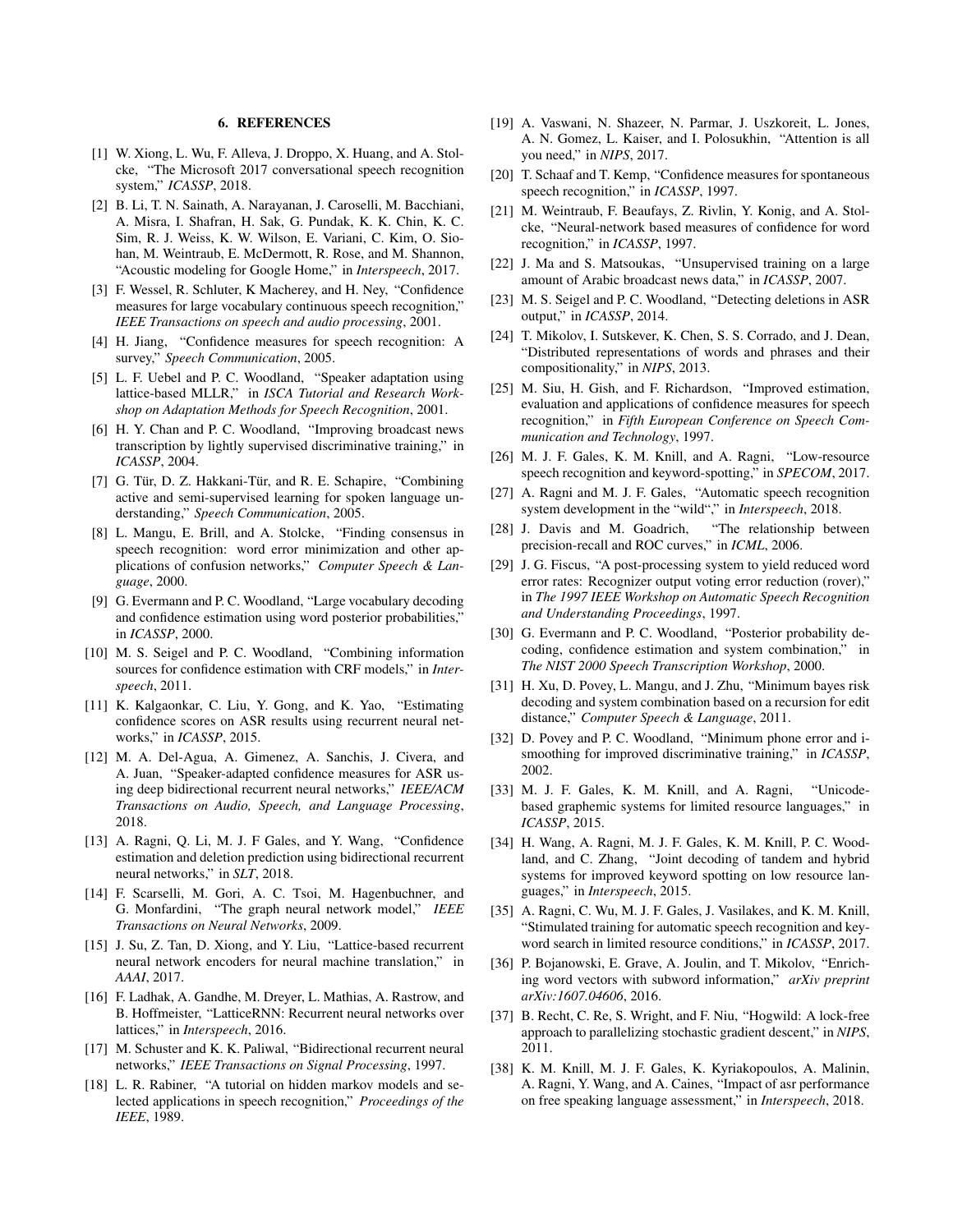## 6. REFERENCES

[1] W. Xiong, L. Wu, F. Alleva, J. Droppo, X. Huang, and A. Stolcke, "The Microsoft 2017 conversational speech recognition system," *ICASSP*, 2018.

[2] B. Li, T. N. Sainath, A. Narayanan, J. Caroselli, M. Bacchiani, A. Misra, I. Shafran, H. Sak, G. Pundak, K. K. Chin, K. C. Sim, R. J. Weiss, K. W. Wilson, E. Variani, C. Kim, O. Siohan, M. Weintraub, E. McDermott, R. Rose, and M. Shannon, "Acoustic modeling for Google Home," in *Interspeech*, 2017.

[3] F. Wessel, R. Schluter, K Macherey, and H. Ney, "Confidence measures for large vocabulary continuous speech recognition," *IEEE Transactions on speech and audio processing*, 2001.

[4] H. Jiang, "Confidence measures for speech recognition: A survey," *Speech Communication*, 2005.

[5] L. F. Uebel and P. C. Woodland, "Speaker adaptation using lattice-based MLLR," in *ISCA Tutorial and Research Workshop on Adaptation Methods for Speech Recognition*, 2001.

[6] H. Y. Chan and P. C. Woodland, "Improving broadcast news transcription by lightly supervised discriminative training," in *ICASSP*, 2004.

[7] G. Tür, D. Z. Hakkani-Tür, and R. E. Schapire, "Combining active and semi-supervised learning for spoken language understanding," *Speech Communication*, 2005.

[8] L. Mangu, E. Brill, and A. Stolcke, "Finding consensus in speech recognition: word error minimization and other applications of confusion networks," *Computer Speech & Language*, 2000.

[9] G. Evermann and P. C. Woodland, "Large vocabulary decoding and confidence estimation using word posterior probabilities," in *ICASSP*, 2000.

[10] M. S. Seigel and P. C. Woodland, "Combining information sources for confidence estimation with CRF models," in *Interspeech*, 2011.

[11] K. Kalgaonkar, C. Liu, Y. Gong, and K. Yao, "Estimating confidence scores on ASR results using recurrent neural networks," in *ICASSP*, 2015.

[12] M. A. Del-Agua, A. Gimenez, A. Sanchis, J. Civera, and A. Juan, "Speaker-adapted confidence measures for ASR using deep bidirectional recurrent neural networks," *IEEE/ACM Transactions on Audio, Speech, and Language Processing*, 2018.

[13] A. Ragni, Q. Li, M. J. F Gales, and Y. Wang, "Confidence estimation and deletion prediction using bidirectional recurrent neural networks," in *SLT*, 2018.

[14] F. Scarselli, M. Gori, A. C. Tsoi, M. Hagenbuchner, and G. Monfardini, "The graph neural network model," *IEEE Transactions on Neural Networks*, 2009.

[15] J. Su, Z. Tan, D. Xiong, and Y. Liu, "Lattice-based recurrent neural network encoders for neural machine translation," in *AAAI*, 2017.

[16] F. Ladhak, A. Gandhe, M. Dreyer, L. Mathias, A. Rastrow, and B. Hoffmeister, "LatticeRNN: Recurrent neural networks over lattices," in *Interspeech*, 2016.

[17] M. Schuster and K. K. Paliwal, "Bidirectional recurrent neural networks," *IEEE Transactions on Signal Processing*, 1997.

[18] L. R. Rabiner, "A tutorial on hidden markov models and selected applications in speech recognition," *Proceedings of the IEEE*, 1989.

[19] A. Vaswani, N. Shazeer, N. Parmar, J. Uszkoreit, L. Jones, A. N. Gomez, L. Kaiser, and I. Polosukhin, "Attention is all you need," in *NIPS*, 2017.

[20] T. Schaaf and T. Kemp, "Confidence measures for spontaneous speech recognition," in *ICASSP*, 1997.

[21] M. Weintraub, F. Beaufays, Z. Rivlin, Y. Konig, and A. Stolcke, "Neural-network based measures of confidence for word recognition," in *ICASSP*, 1997.

[22] J. Ma and S. Matsoukas, "Unsupervised training on a large amount of Arabic broadcast news data," in *ICASSP*, 2007.

[23] M. S. Seigel and P. C. Woodland, "Detecting deletions in ASR output," in *ICASSP*, 2014.

[24] T. Mikolov, I. Sutskever, K. Chen, S. S. Corrado, and J. Dean, "Distributed representations of words and phrases and their compositionality," in *NIPS*, 2013.

[25] M. Siu, H. Gish, and F. Richardson, "Improved estimation, evaluation and applications of confidence measures for speech recognition," in *Fifth European Conference on Speech Communication and Technology*, 1997.

[26] M. J. F. Gales, K. M. Knill, and A. Ragni, "Low-resource speech recognition and keyword-spotting," in *SPECOM*, 2017.

[27] A. Ragni and M. J. F. Gales, "Automatic speech recognition system development in the "wild"," in *Interspeech*, 2018.

[28] J. Davis and M. Goadrich, "The relationship between precision-recall and ROC curves," in *ICML*, 2006.

[29] J. G. Fiscus, "A post-processing system to yield reduced word error rates: Recognizer output voting error reduction (rover)," in *The 1997 IEEE Workshop on Automatic Speech Recognition and Understanding Proceedings*, 1997.

[30] G. Evermann and P. C. Woodland, "Posterior probability decoding, confidence estimation and system combination," in *The NIST 2000 Speech Transcription Workshop*, 2000.

[31] H. Xu, D. Povey, L. Mangu, and J. Zhu, "Minimum bayes risk decoding and system combination based on a recursion for edit distance," *Computer Speech & Language*, 2011.

[32] D. Povey and P. C. Woodland, "Minimum phone error and i-smoothing for improved discriminative training," in *ICASSP*, 2002.

[33] M. J. F. Gales, K. M. Knill, and A. Ragni, "Unicode-based graphemic systems for limited resource languages," in *ICASSP*, 2015.

[34] H. Wang, A. Ragni, M. J. F. Gales, K. M. Knill, P. C. Woodland, and C. Zhang, "Joint decoding of tandem and hybrid systems for improved keyword spotting on low resource languages," in *Interspeech*, 2015.

[35] A. Ragni, C. Wu, M. J. F. Gales, J. Vasilakes, and K. M. Knill, "Stimulated training for automatic speech recognition and keyword search in limited resource conditions," in *ICASSP*, 2017.

[36] P. Bojanowski, E. Grave, A. Joulin, and T. Mikolov, "Enriching word vectors with subword information," *arXiv preprint arXiv:1607.04606*, 2016.

[37] B. Recht, C. Re, S. Wright, and F. Niu, "Hogwild: A lock-free approach to parallelizing stochastic gradient descent," in *NIPS*, 2011.

[38] K. M. Knill, M. J. F. Gales, K. Kyriakopoulos, A. Malinin, A. Ragni, Y. Wang, and A. Caines, "Impact of asr performance on free speaking language assessment," in *Interspeech*, 2018.